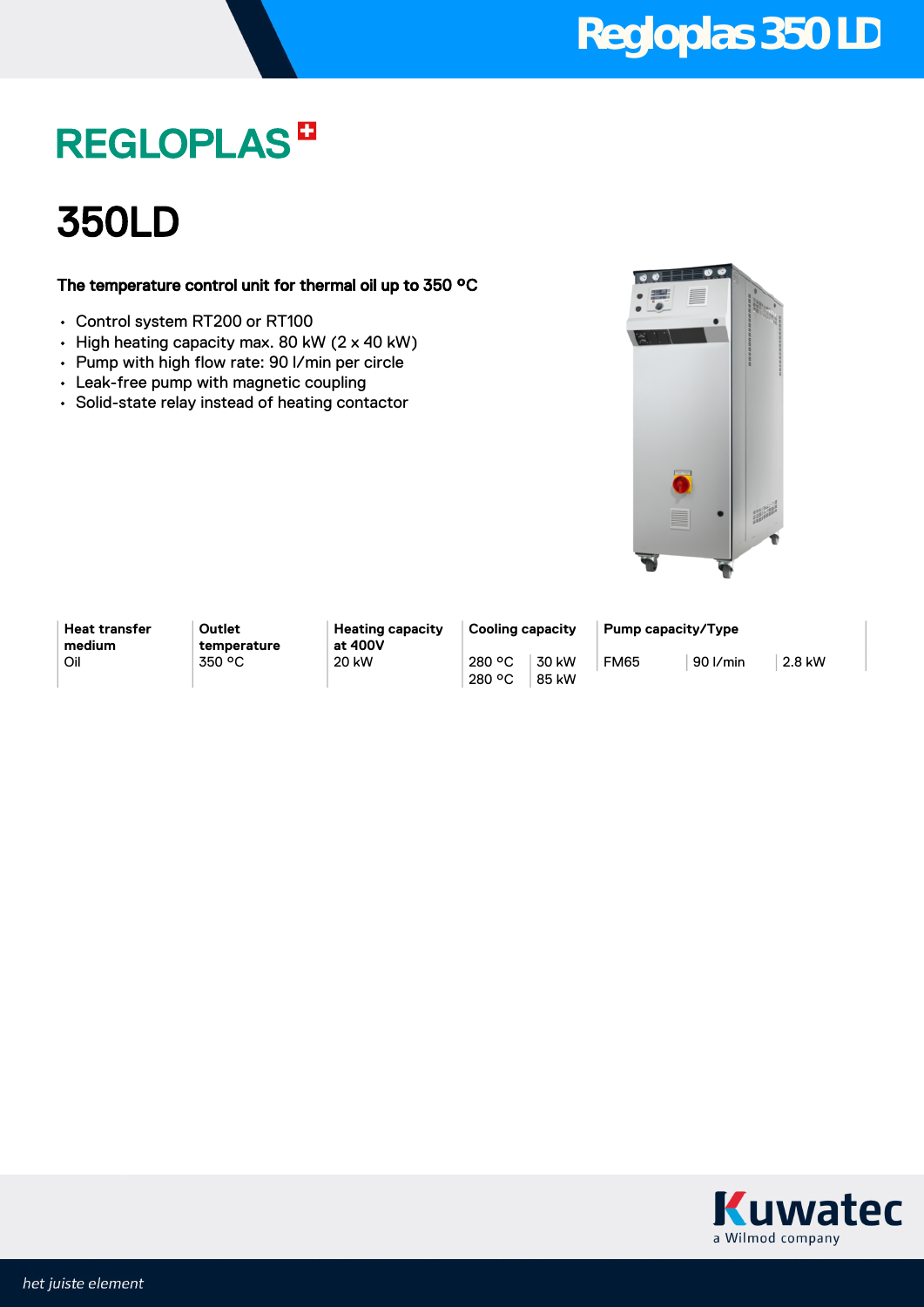# REGLOPLAS

# 350LD

**The temperature control unit for thermal oil up to 350 °C**

- Control system RT200 or RT100
- High heating capacity max. 80 kW (2 x 40 kW)
- Pump with high flow rate: 90 l/min per circle
- Leak-free pump with magnetic coupling
- Solid-state relay instead of heating contactor

| Heat transfer medium | Outlet temperature | Heating capacity at 400V | Cooling capacity | | Pump capacity/Type | | |
|---|---|---|---|---|---|---|---|
| Oil | 350 °C | 20 kW | 280 °C | 30 kW | FM65 | 90 l/min | 2.8 kW |
| | | | 280 °C | 85 kW | | | |

het juiste element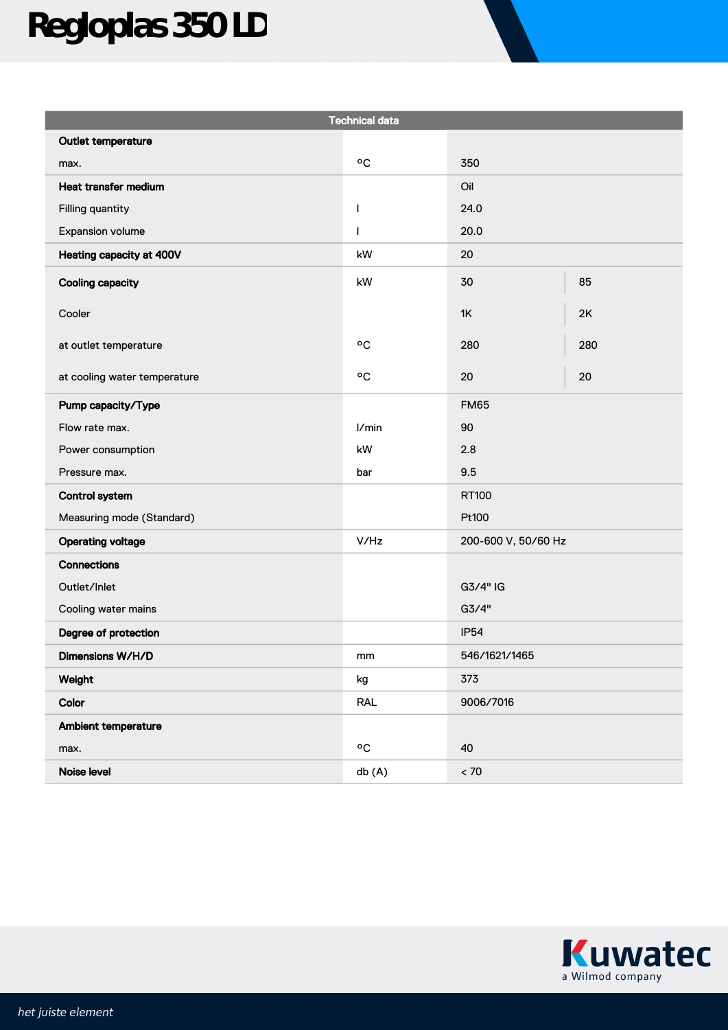# Regloplas 350 LD

| Technical data | | | |
|---|---|---|---|
| **Outlet temperature** | | | |
| max. | °C | 350 | |
| **Heat transfer medium** | | Oil | |
| Filling quantity | l | 24.0 | |
| Expansion volume | l | 20.0 | |
| **Heating capacity at 400V** | kW | 20 | |
| **Cooling capacity** | kW | 30 | 85 |
| Cooler | | 1K | 2K |
| at outlet temperature | °C | 280 | 280 |
| at cooling water temperature | °C | 20 | 20 |
| **Pump capacity/Type** | | FM65 | |
| Flow rate max. | l/min | 90 | |
| Power consumption | kW | 2.8 | |
| Pressure max. | bar | 9.5 | |
| **Control system** | | RT100 | |
| Measuring mode (Standard) | | Pt100 | |
| **Operating voltage** | V/Hz | 200-600 V, 50/60 Hz | |
| **Connections** | | | |
| Outlet/Inlet | | G3/4" IG | |
| Cooling water mains | | G3/4" | |
| **Degree of protection** | | IP54 | |
| **Dimensions W/H/D** | mm | 546/1621/1465 | |
| **Weight** | kg | 373 | |
| **Color** | RAL | 9006/7016 | |
| **Ambient temperature** | | | |
| max. | °C | 40 | |
| **Noise level** | db (A) | < 70 | |

Kuwatec
a Wilmod company

*het juiste element*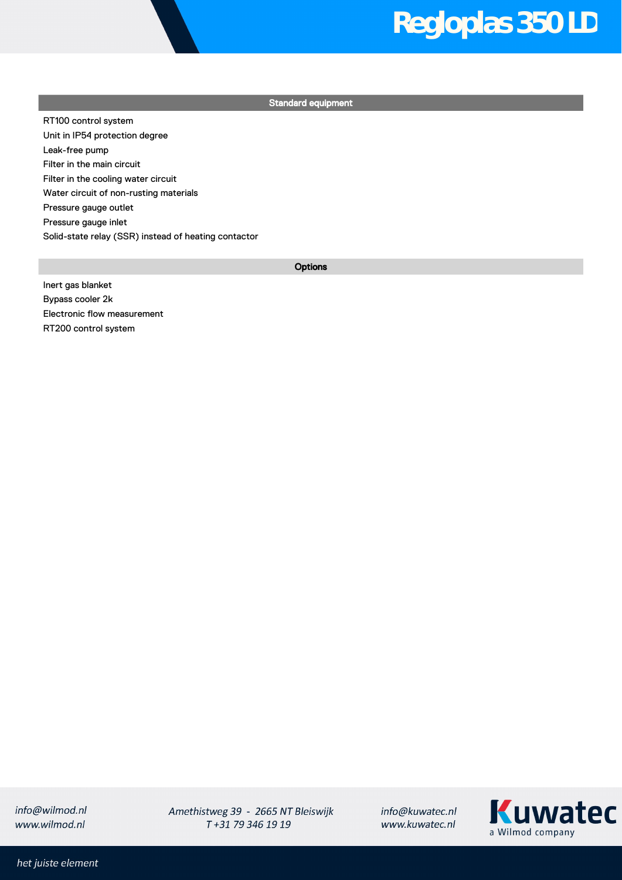## Standard equipment

- RT100 control system
- Unit in IP54 protection degree
- Leak-free pump
- Filter in the main circuit
- Filter in the cooling water circuit
- Water circuit of non-rusting materials
- Pressure gauge outlet
- Pressure gauge inlet
- Solid-state relay (SSR) instead of heating contactor

## Options

- Inert gas blanket
- Bypass cooler 2k
- Electronic flow measurement
- RT200 control system